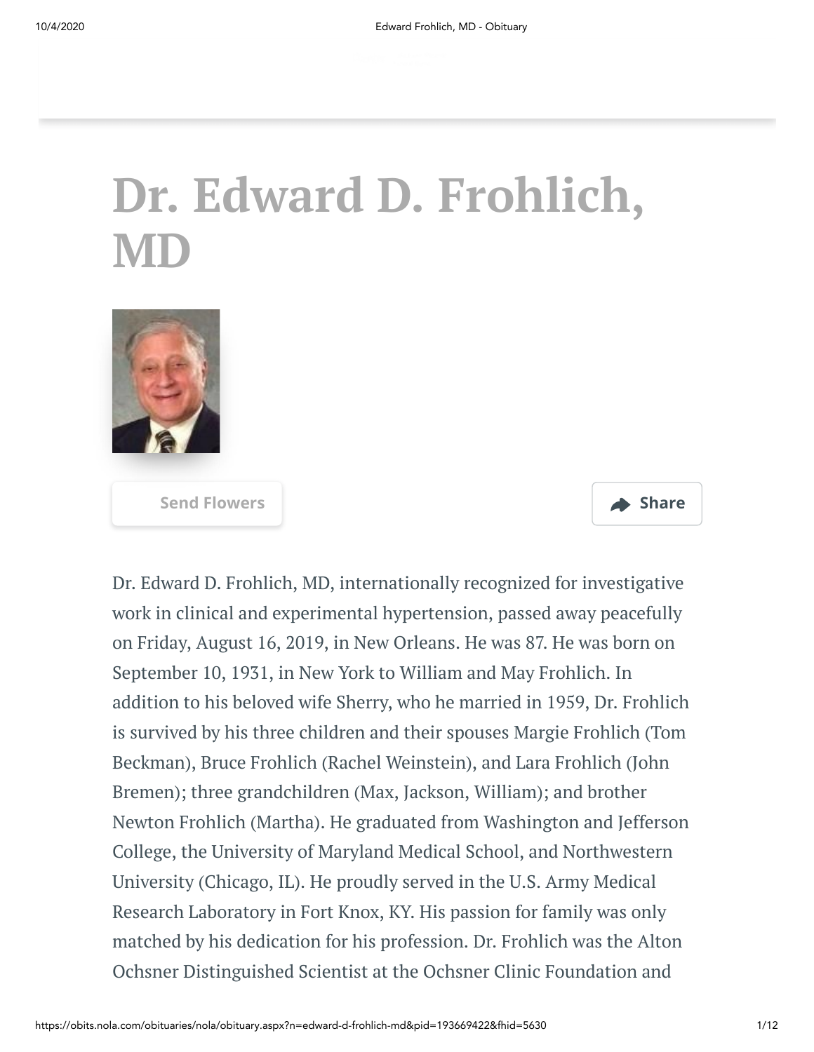# Dr. Edward D. Frohlich, MD

Send Flowers

Share

Dr. Edward D. Frohlich, MD, internationally recognized for investigative work in clinical and experimental hypertension, passed away peacefully on Friday, August 16, 2019, in New Orleans. He was 87. He was born on September 10, 1931, in New York to William and May Frohlich. In addition to his beloved wife Sherry, who he married in 1959, Dr. Frohlich is survived by his three children and their spouses Margie Frohlich (Tom Beckman), Bruce Frohlich (Rachel Weinstein), and Lara Frohlich (John Bremen); three grandchildren (Max, Jackson, William); and brother Newton Frohlich (Martha). He graduated from Washington and Jefferson College, the University of Maryland Medical School, and Northwestern University (Chicago, IL). He proudly served in the U.S. Army Medical Research Laboratory in Fort Knox, KY. His passion for family was only matched by his dedication for his profession. Dr. Frohlich was the Alton Ochsner Distinguished Scientist at the Ochsner Clinic Foundation and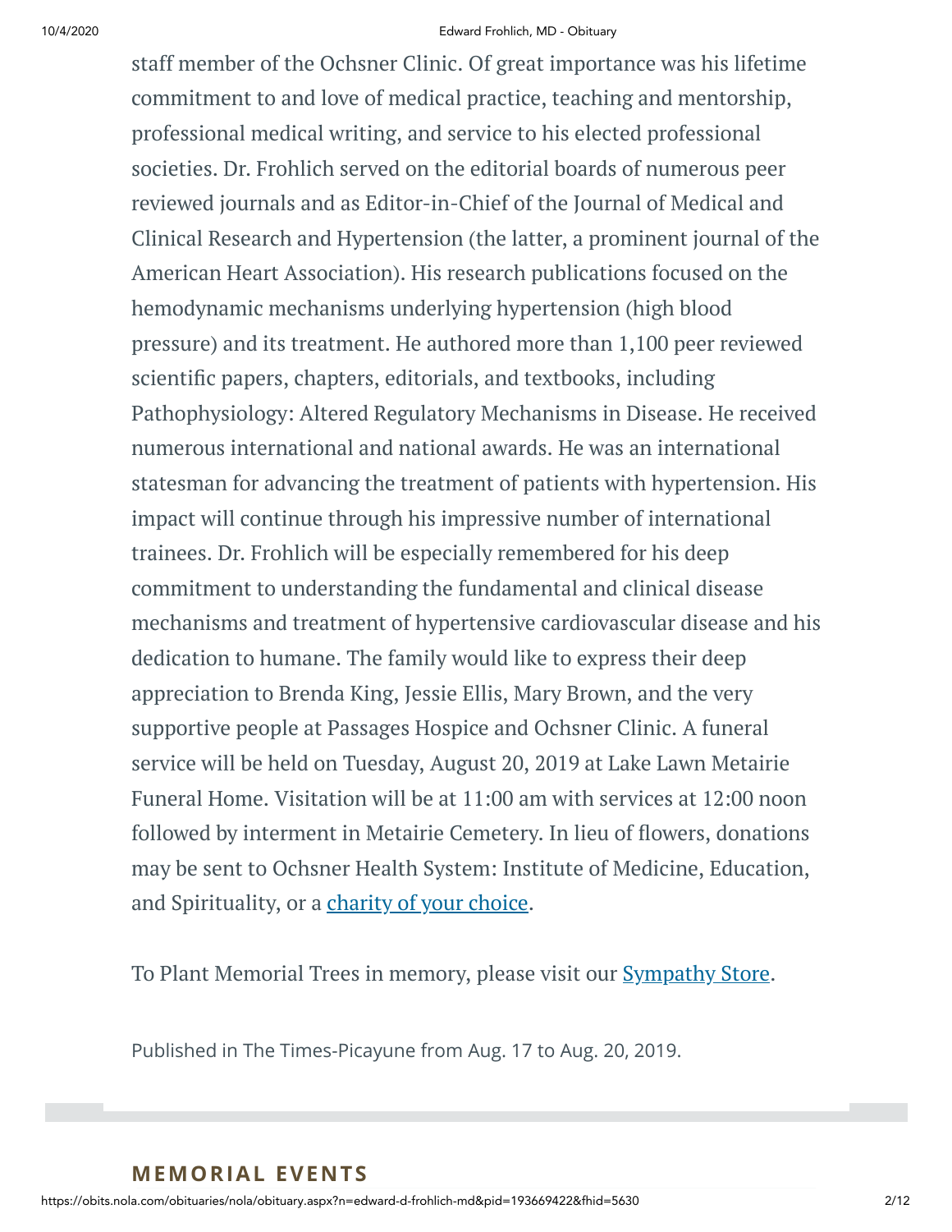staff member of the Ochsner Clinic. Of great importance was his lifetime commitment to and love of medical practice, teaching and mentorship, professional medical writing, and service to his elected professional societies. Dr. Frohlich served on the editorial boards of numerous peer reviewed journals and as Editor-in-Chief of the Journal of Medical and Clinical Research and Hypertension (the latter, a prominent journal of the American Heart Association). His research publications focused on the hemodynamic mechanisms underlying hypertension (high blood pressure) and its treatment. He authored more than 1,100 peer reviewed scientific papers, chapters, editorials, and textbooks, including Pathophysiology: Altered Regulatory Mechanisms in Disease. He received numerous international and national awards. He was an international statesman for advancing the treatment of patients with hypertension. His impact will continue through his impressive number of international trainees. Dr. Frohlich will be especially remembered for his deep commitment to understanding the fundamental and clinical disease mechanisms and treatment of hypertensive cardiovascular disease and his dedication to humane. The family would like to express their deep appreciation to Brenda King, Jessie Ellis, Mary Brown, and the very supportive people at Passages Hospice and Ochsner Clinic. A funeral service will be held on Tuesday, August 20, 2019 at Lake Lawn Metairie Funeral Home. Visitation will be at 11:00 am with services at 12:00 noon followed by interment in Metairie Cemetery. In lieu of flowers, donations may be sent to Ochsner Health System: Institute of Medicine, Education, and Spirituality, or a charity of your choice.

To Plant Memorial Trees in memory, please visit our Sympathy Store.

Published in The Times-Picayune from Aug. 17 to Aug. 20, 2019.

## MEMORIAL EVENTS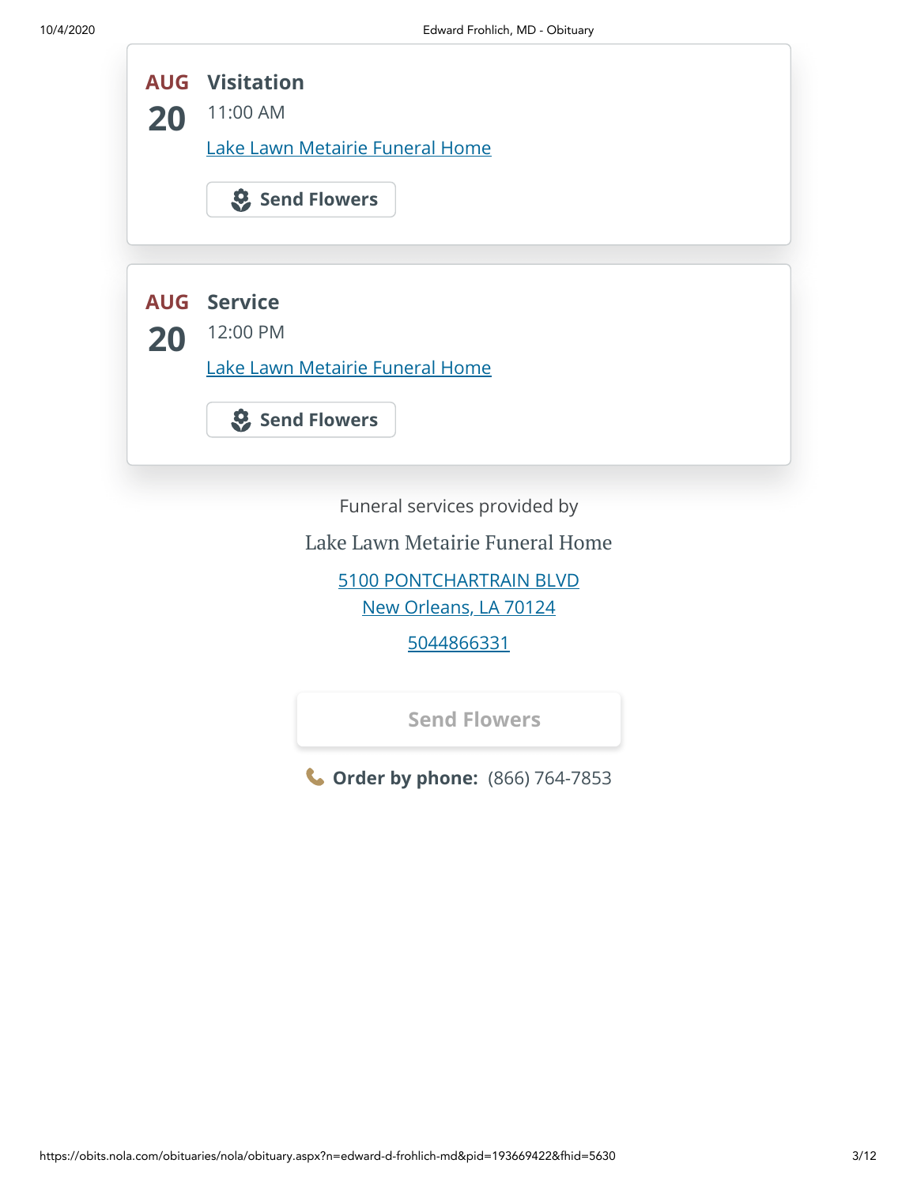AUG 20

### Visitation

11:00 AM

Lake Lawn Metairie Funeral Home

Send Flowers

AUG 20

### Service

12:00 PM

Lake Lawn Metairie Funeral Home

Send Flowers

Funeral services provided by

Lake Lawn Metairie Funeral Home

5100 PONTCHARTRAIN BLVD
New Orleans, LA 70124

5044866331

Send Flowers

**Order by phone:** (866) 764-7853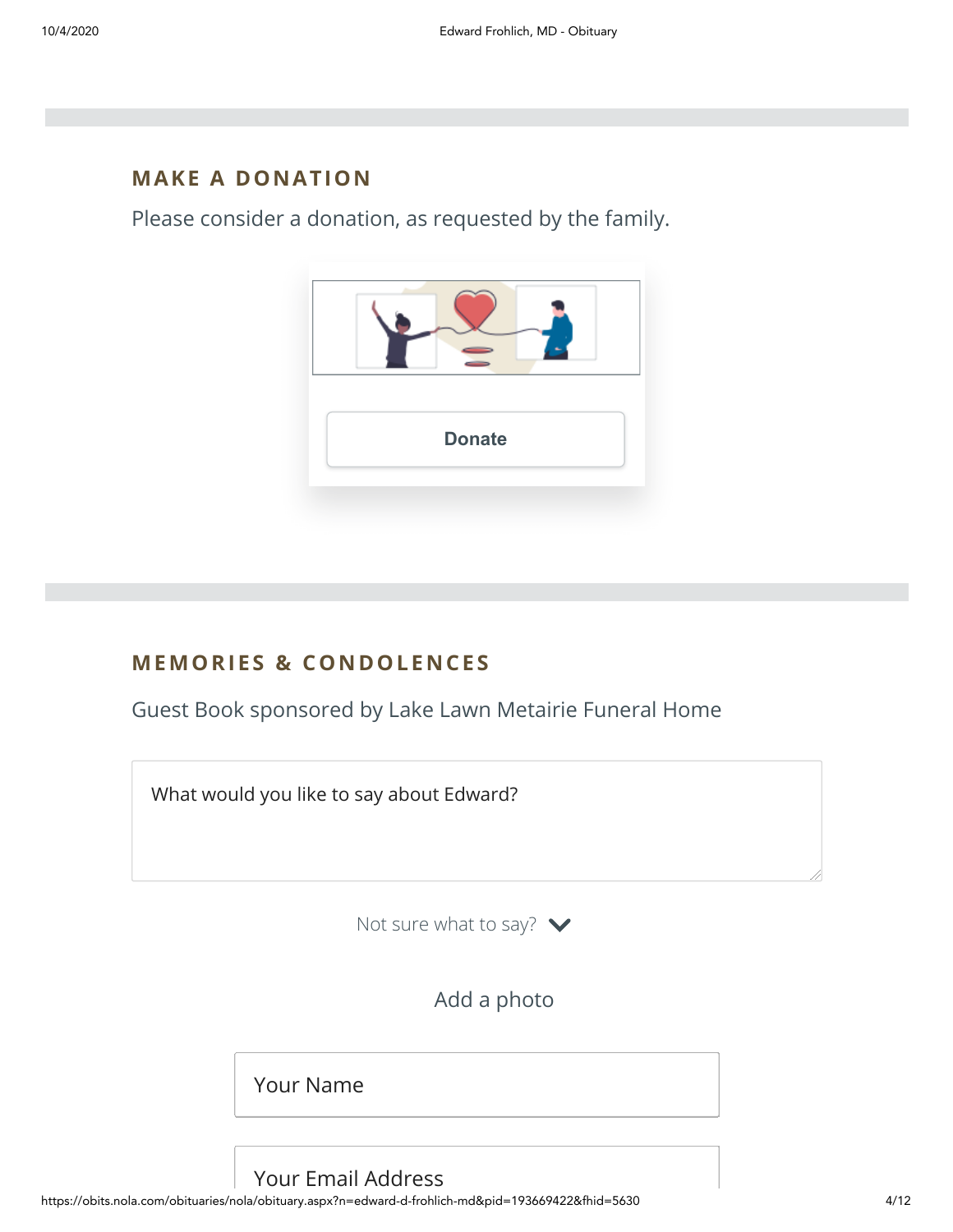## MAKE A DONATION

Please consider a donation, as requested by the family.

Donate

## MEMORIES & CONDOLENCES

Guest Book sponsored by Lake Lawn Metairie Funeral Home

What would you like to say about Edward?

Not sure what to say?

Add a photo

Your Name

Your Email Address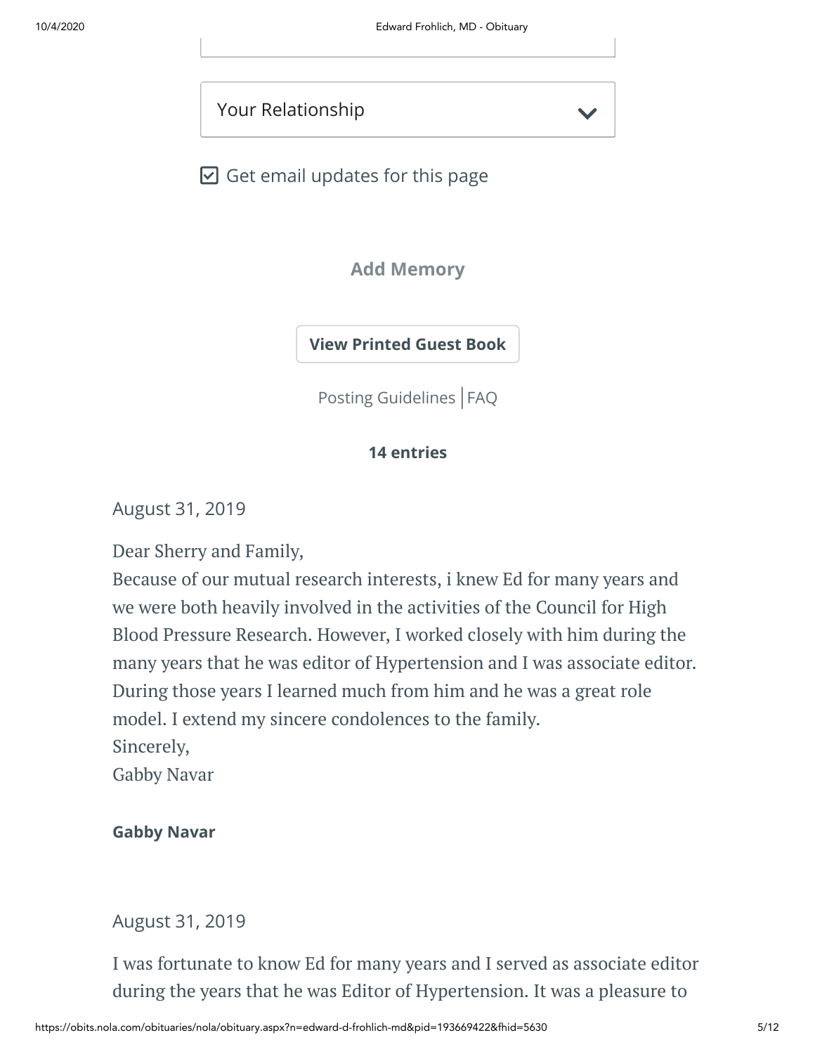Your Relationship

☑ Get email updates for this page

Add Memory

View Printed Guest Book

Posting Guidelines | FAQ

**14 entries**

August 31, 2019

Dear Sherry and Family,
Because of our mutual research interests, i knew Ed for many years and we were both heavily involved in the activities of the Council for High Blood Pressure Research. However, I worked closely with him during the many years that he was editor of Hypertension and I was associate editor. During those years I learned much from him and he was a great role model. I extend my sincere condolences to the family.
Sincerely,
Gabby Navar

**Gabby Navar**

August 31, 2019

I was fortunate to know Ed for many years and I served as associate editor during the years that he was Editor of Hypertension. It was a pleasure to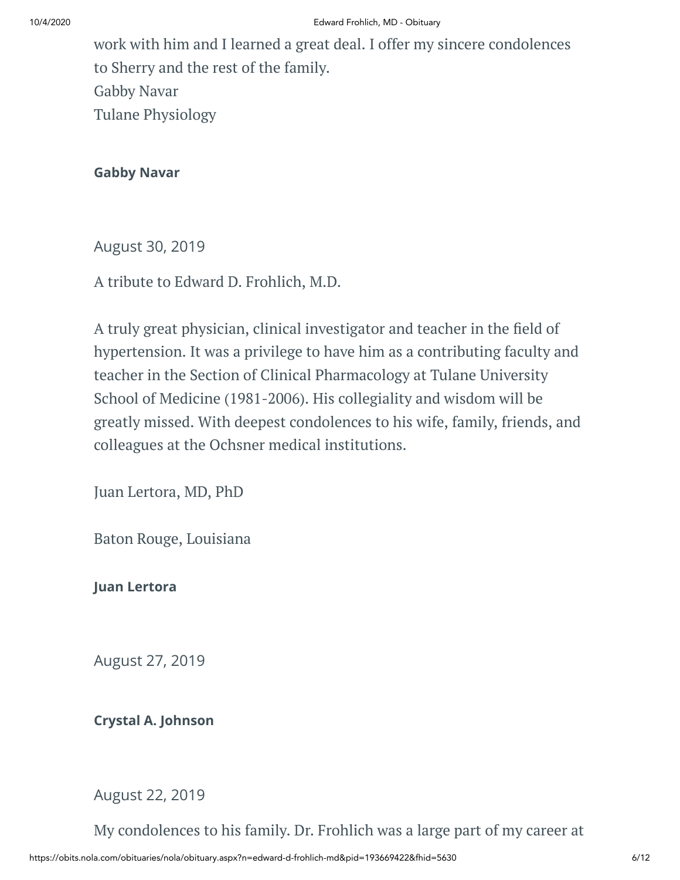work with him and I learned a great deal. I offer my sincere condolences to Sherry and the rest of the family.
Gabby Navar
Tulane Physiology

**Gabby Navar**

August 30, 2019

A tribute to Edward D. Frohlich, M.D.

A truly great physician, clinical investigator and teacher in the field of hypertension. It was a privilege to have him as a contributing faculty and teacher in the Section of Clinical Pharmacology at Tulane University School of Medicine (1981-2006). His collegiality and wisdom will be greatly missed. With deepest condolences to his wife, family, friends, and colleagues at the Ochsner medical institutions.

Juan Lertora, MD, PhD

Baton Rouge, Louisiana

**Juan Lertora**

August 27, 2019

**Crystal A. Johnson**

August 22, 2019

My condolences to his family. Dr. Frohlich was a large part of my career at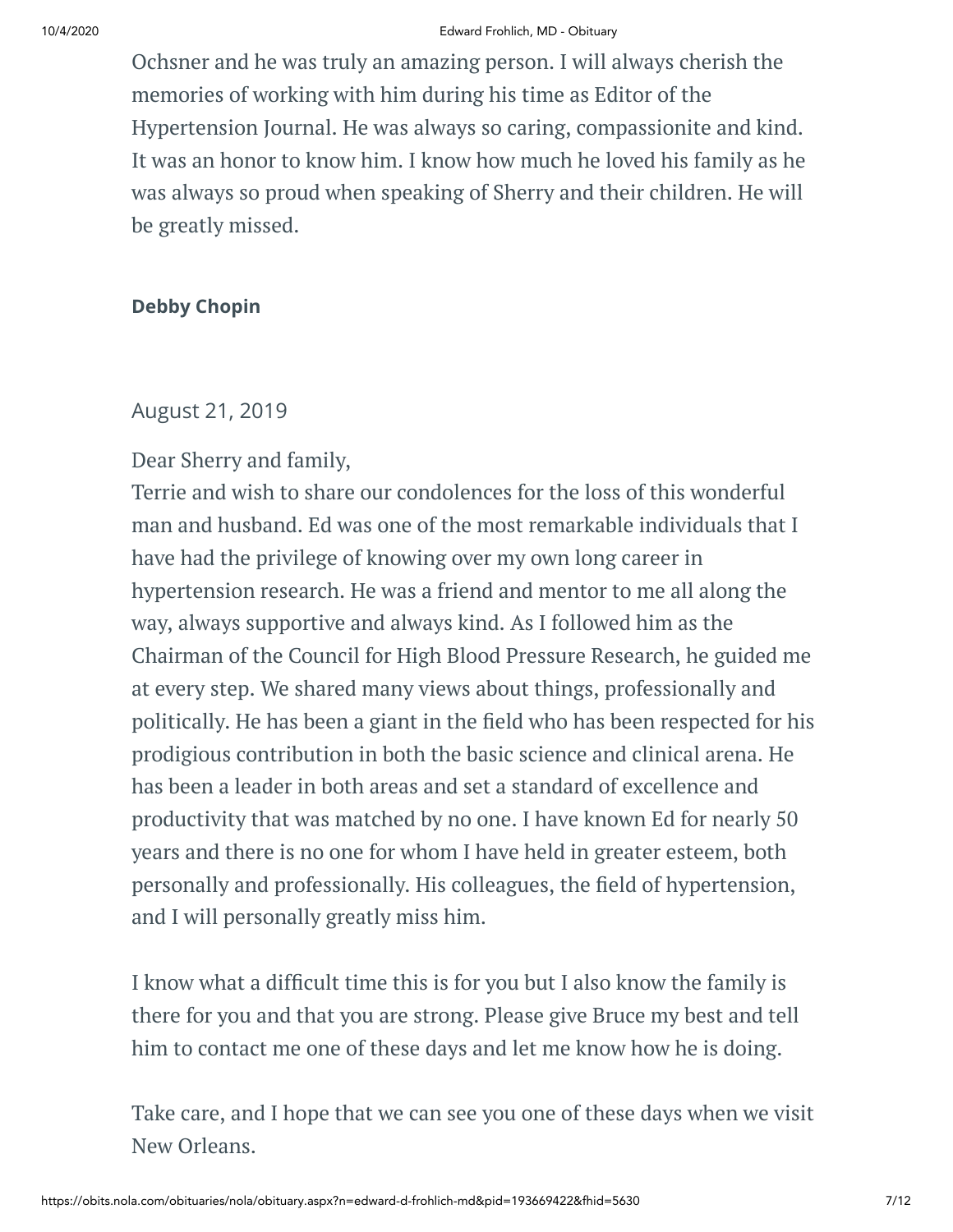Ochsner and he was truly an amazing person. I will always cherish the memories of working with him during his time as Editor of the Hypertension Journal. He was always so caring, compassionite and kind. It was an honor to know him. I know how much he loved his family as he was always so proud when speaking of Sherry and their children. He will be greatly missed.

**Debby Chopin**

August 21, 2019

Dear Sherry and family,
Terrie and wish to share our condolences for the loss of this wonderful man and husband. Ed was one of the most remarkable individuals that I have had the privilege of knowing over my own long career in hypertension research. He was a friend and mentor to me all along the way, always supportive and always kind. As I followed him as the Chairman of the Council for High Blood Pressure Research, he guided me at every step. We shared many views about things, professionally and politically. He has been a giant in the field who has been respected for his prodigious contribution in both the basic science and clinical arena. He has been a leader in both areas and set a standard of excellence and productivity that was matched by no one. I have known Ed for nearly 50 years and there is no one for whom I have held in greater esteem, both personally and professionally. His colleagues, the field of hypertension, and I will personally greatly miss him.

I know what a difficult time this is for you but I also know the family is there for you and that you are strong. Please give Bruce my best and tell him to contact me one of these days and let me know how he is doing.

Take care, and I hope that we can see you one of these days when we visit New Orleans.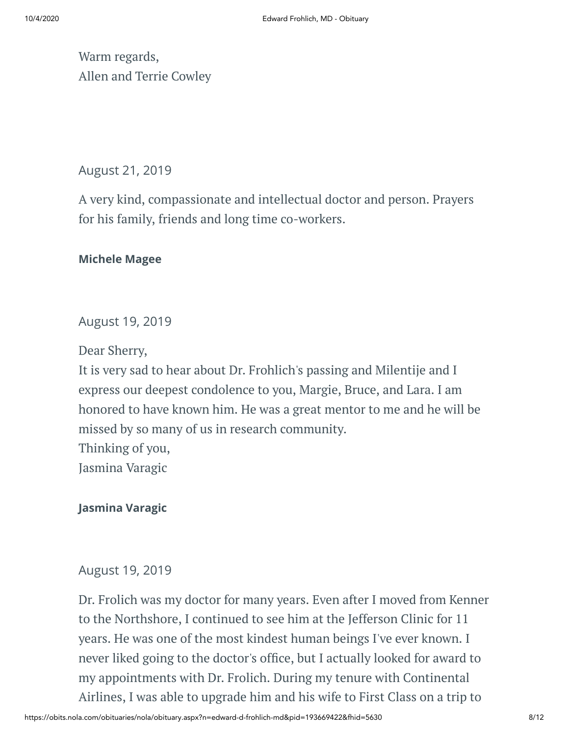Warm regards,
Allen and Terrie Cowley

August 21, 2019

A very kind, compassionate and intellectual doctor and person. Prayers for his family, friends and long time co-workers.

**Michele Magee**

August 19, 2019

Dear Sherry,
It is very sad to hear about Dr. Frohlich's passing and Milentije and I express our deepest condolence to you, Margie, Bruce, and Lara. I am honored to have known him. He was a great mentor to me and he will be missed by so many of us in research community.
Thinking of you,
Jasmina Varagic

**Jasmina Varagic**

August 19, 2019

Dr. Frolich was my doctor for many years. Even after I moved from Kenner to the Northshore, I continued to see him at the Jefferson Clinic for 11 years. He was one of the most kindest human beings I've ever known. I never liked going to the doctor's office, but I actually looked for award to my appointments with Dr. Frolich. During my tenure with Continental Airlines, I was able to upgrade him and his wife to First Class on a trip to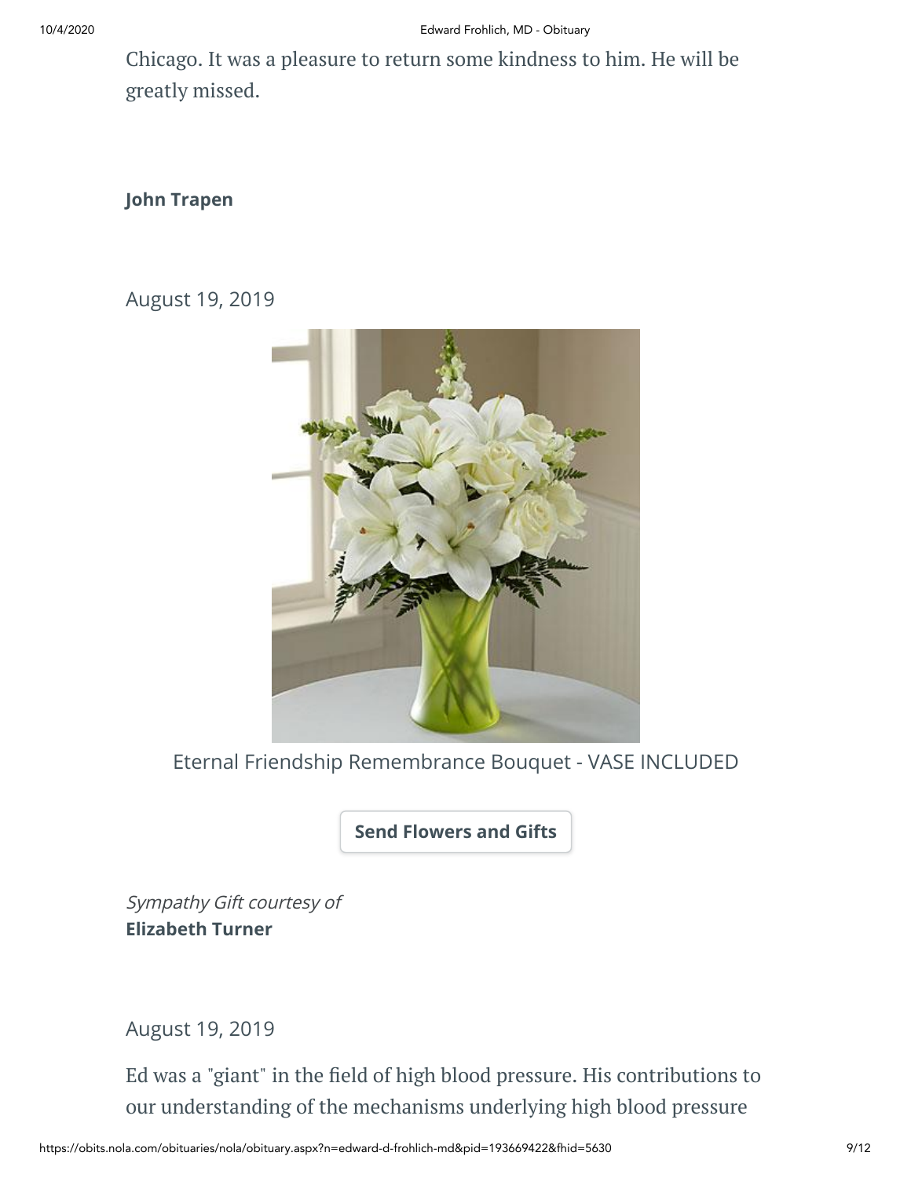Chicago. It was a pleasure to return some kindness to him. He will be greatly missed.

**John Trapen**

August 19, 2019

Eternal Friendship Remembrance Bouquet - VASE INCLUDED

Send Flowers and Gifts

*Sympathy Gift courtesy of*
**Elizabeth Turner**

August 19, 2019

Ed was a "giant" in the field of high blood pressure. His contributions to our understanding of the mechanisms underlying high blood pressure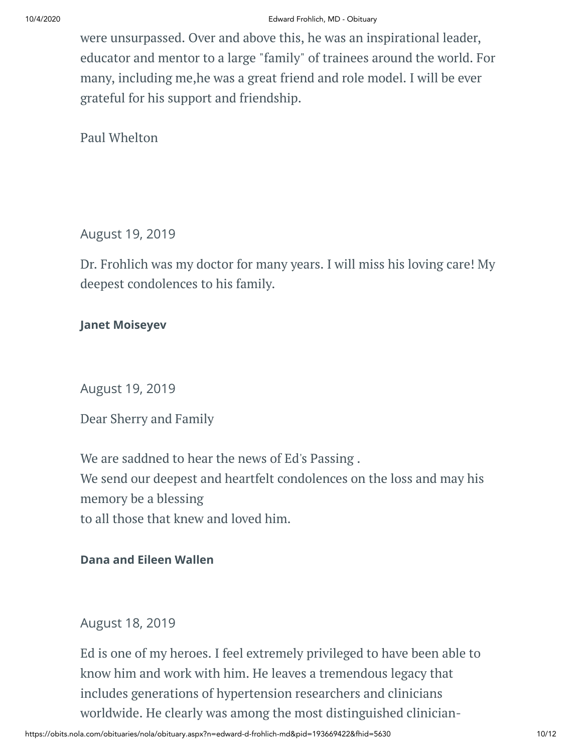were unsurpassed. Over and above this, he was an inspirational leader, educator and mentor to a large "family" of trainees around the world. For many, including me,he was a great friend and role model. I will be ever grateful for his support and friendship.

Paul Whelton

August 19, 2019

Dr. Frohlich was my doctor for many years. I will miss his loving care! My deepest condolences to his family.

**Janet Moiseyev**

August 19, 2019

Dear Sherry and Family

We are saddned to hear the news of Ed's Passing .
We send our deepest and heartfelt condolences on the loss and may his memory be a blessing
to all those that knew and loved him.

**Dana and Eileen Wallen**

August 18, 2019

Ed is one of my heroes. I feel extremely privileged to have been able to know him and work with him. He leaves a tremendous legacy that includes generations of hypertension researchers and clinicians worldwide. He clearly was among the most distinguished clinician-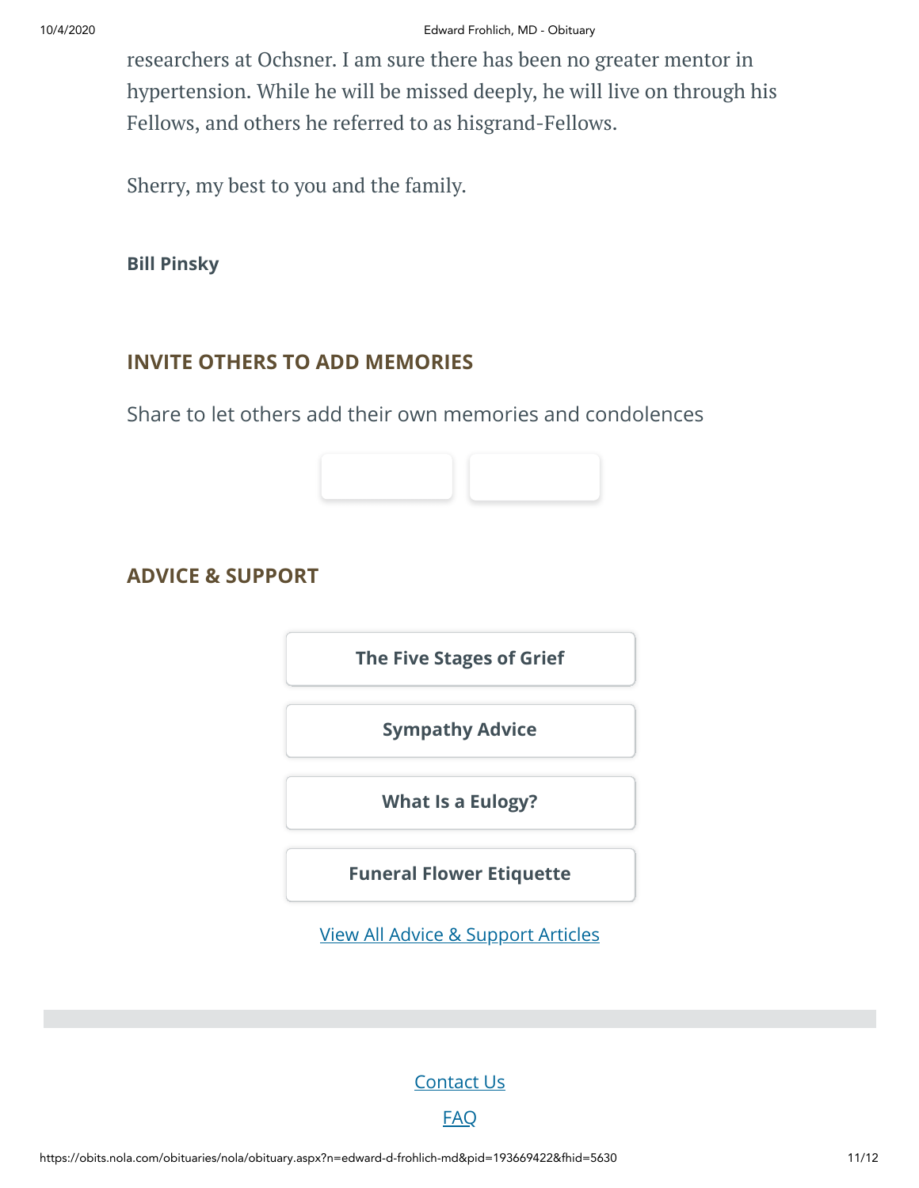researchers at Ochsner. I am sure there has been no greater mentor in hypertension. While he will be missed deeply, he will live on through his Fellows, and others he referred to as hisgrand-Fellows.

Sherry, my best to you and the family.

**Bill Pinsky**

## INVITE OTHERS TO ADD MEMORIES

Share to let others add their own memories and condolences

## ADVICE & SUPPORT

**The Five Stages of Grief**

**Sympathy Advice**

**What Is a Eulogy?**

**Funeral Flower Etiquette**

View All Advice & Support Articles

Contact Us

FAQ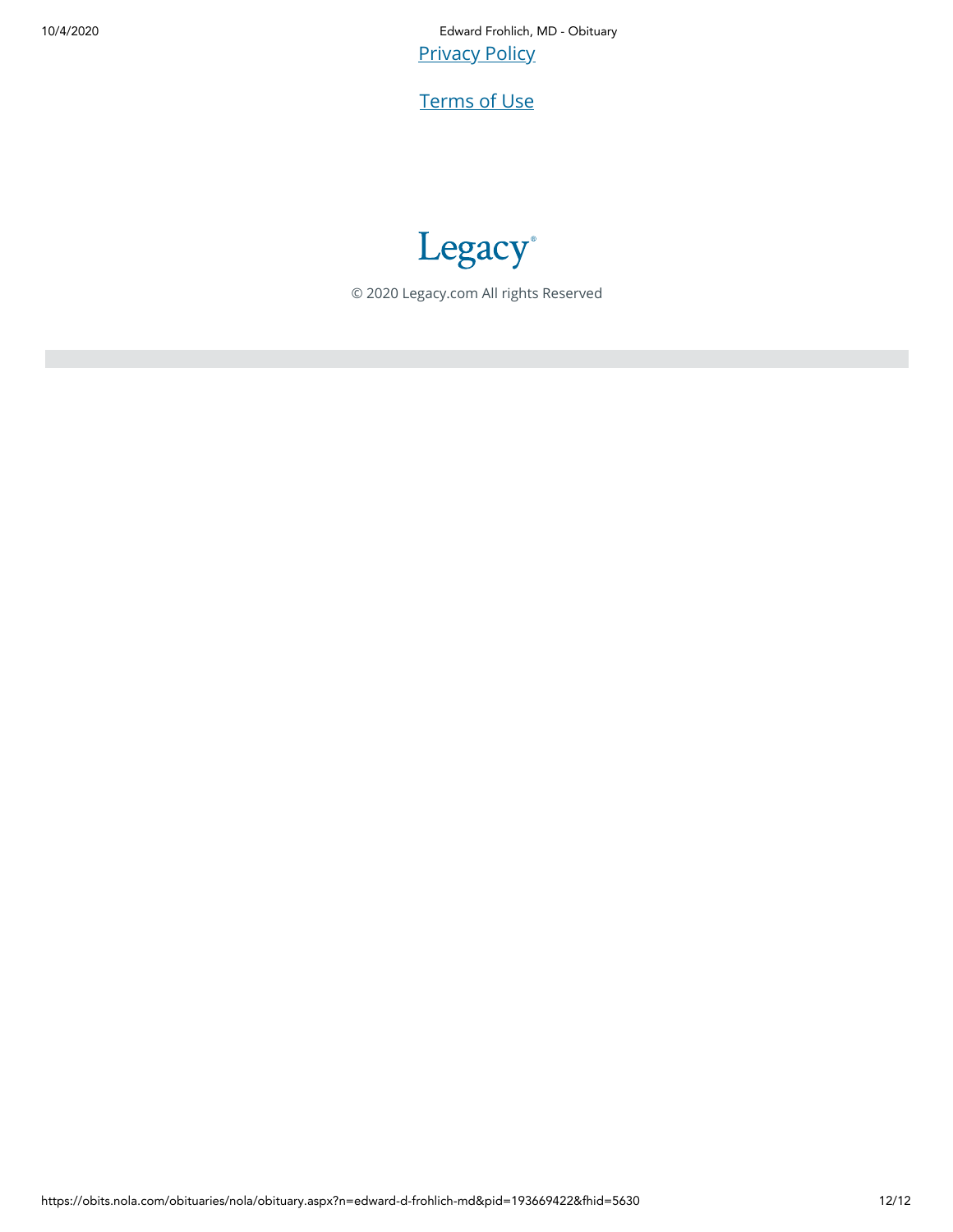[Privacy Policy]

[Terms of Use]

Legacy®

© 2020 Legacy.com All rights Reserved